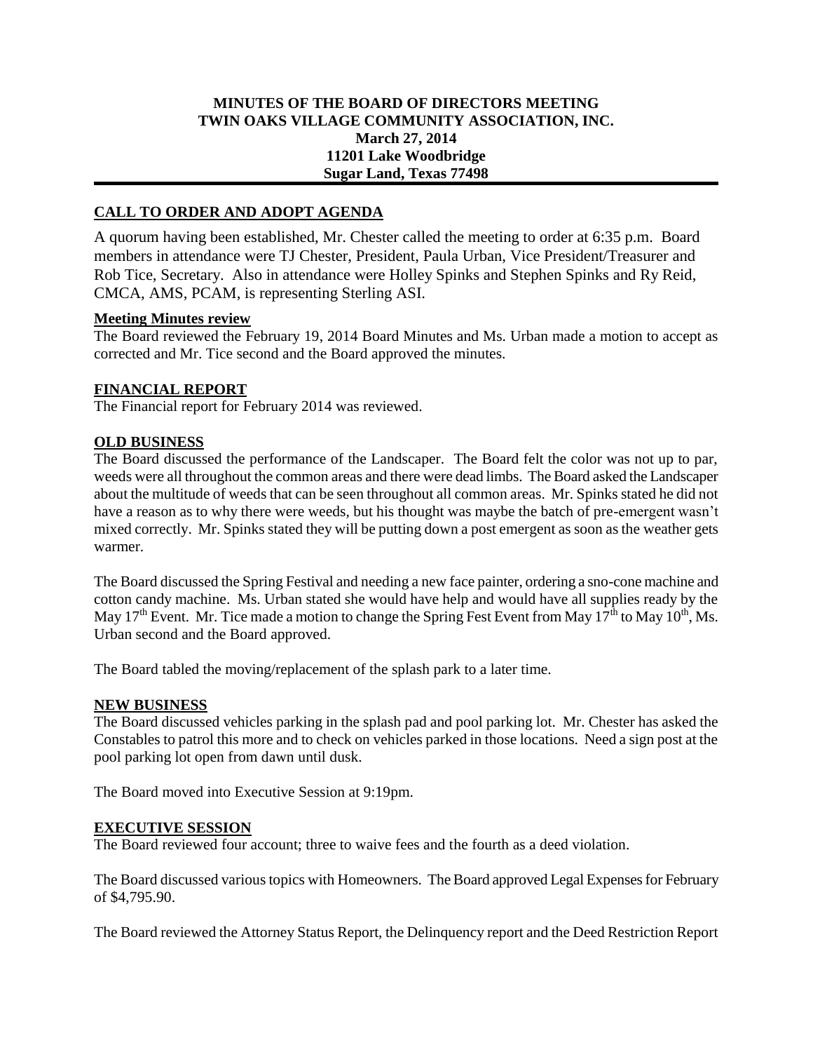**MINUTES OF THE BOARD OF DIRECTORS MEETING**
**TWIN OAKS VILLAGE COMMUNITY ASSOCIATION, INC.**
**March 27, 2014**
**11201 Lake Woodbridge**
**Sugar Land, Texas 77498**

## CALL TO ORDER AND ADOPT AGENDA

A quorum having been established, Mr. Chester called the meeting to order at 6:35 p.m. Board members in attendance were TJ Chester, President, Paula Urban, Vice President/Treasurer and Rob Tice, Secretary. Also in attendance were Holley Spinks and Stephen Spinks and Ry Reid, CMCA, AMS, PCAM, is representing Sterling ASI.

### Meeting Minutes review

The Board reviewed the February 19, 2014 Board Minutes and Ms. Urban made a motion to accept as corrected and Mr. Tice second and the Board approved the minutes.

## FINANCIAL REPORT

The Financial report for February 2014 was reviewed.

## OLD BUSINESS

The Board discussed the performance of the Landscaper. The Board felt the color was not up to par, weeds were all throughout the common areas and there were dead limbs. The Board asked the Landscaper about the multitude of weeds that can be seen throughout all common areas. Mr. Spinks stated he did not have a reason as to why there were weeds, but his thought was maybe the batch of pre-emergent wasn't mixed correctly. Mr. Spinks stated they will be putting down a post emergent as soon as the weather gets warmer.

The Board discussed the Spring Festival and needing a new face painter, ordering a sno-cone machine and cotton candy machine. Ms. Urban stated she would have help and would have all supplies ready by the May 17th Event. Mr. Tice made a motion to change the Spring Fest Event from May 17th to May 10th, Ms. Urban second and the Board approved.

The Board tabled the moving/replacement of the splash park to a later time.

## NEW BUSINESS

The Board discussed vehicles parking in the splash pad and pool parking lot. Mr. Chester has asked the Constables to patrol this more and to check on vehicles parked in those locations. Need a sign post at the pool parking lot open from dawn until dusk.

The Board moved into Executive Session at 9:19pm.

## EXECUTIVE SESSION

The Board reviewed four account; three to waive fees and the fourth as a deed violation.

The Board discussed various topics with Homeowners. The Board approved Legal Expenses for February of $4,795.90.

The Board reviewed the Attorney Status Report, the Delinquency report and the Deed Restriction Report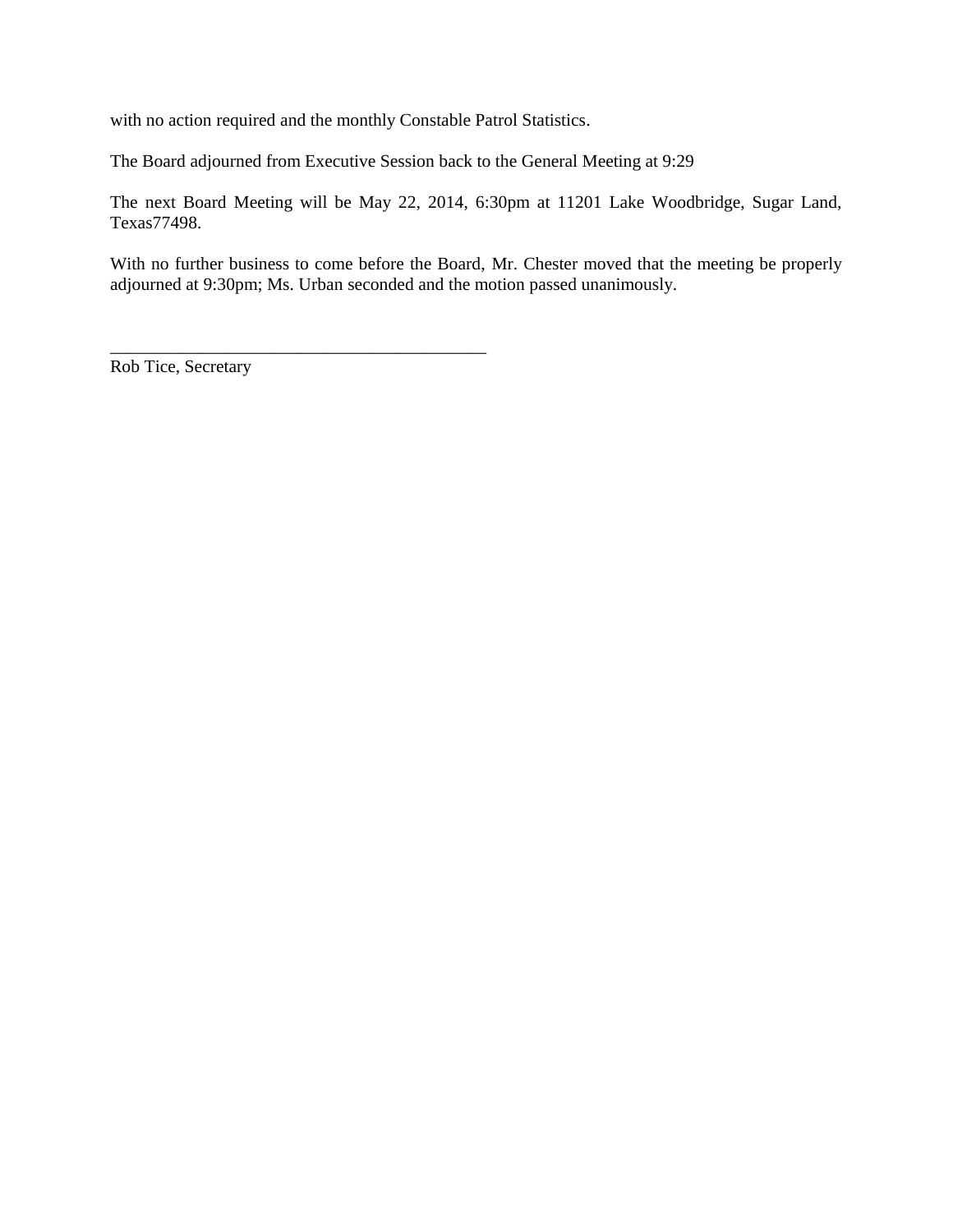with no action required and the monthly Constable Patrol Statistics.

The Board adjourned from Executive Session back to the General Meeting at 9:29

The next Board Meeting will be May 22, 2014, 6:30pm at 11201 Lake Woodbridge, Sugar Land, Texas77498.

With no further business to come before the Board, Mr. Chester moved that the meeting be properly adjourned at 9:30pm; Ms. Urban seconded and the motion passed unanimously.

\_\_\_\_\_\_\_\_\_\_\_\_\_\_\_\_\_\_\_\_\_\_\_\_\_\_\_\_\_\_\_\_\_\_\_\_\_\_\_\_\_\_\_\_

Rob Tice, Secretary